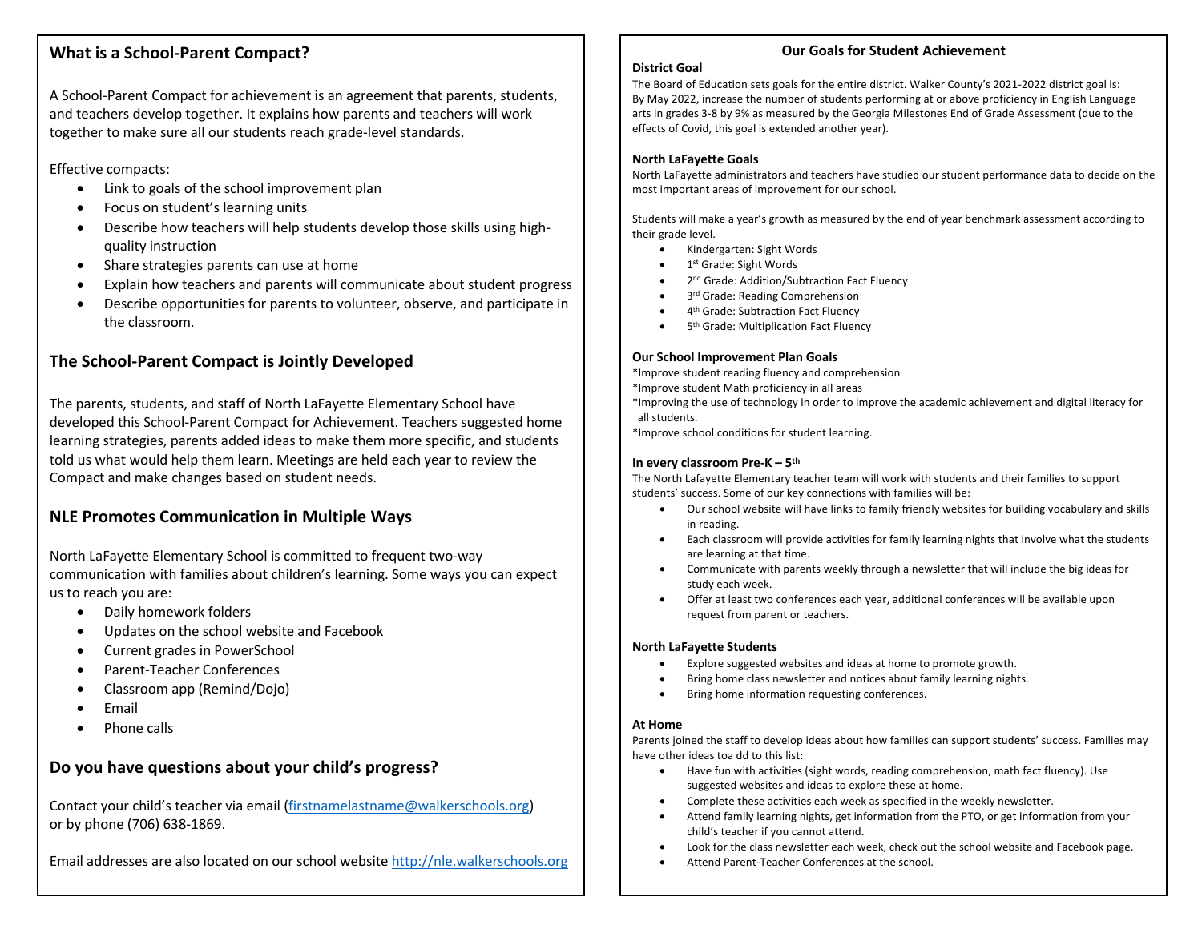## What is a School-Parent Compact?

A School-Parent Compact for achievement is an agreement that parents, students, and teachers develop together. It explains how parents and teachers will work together to make sure all our students reach grade-level standards.

Effective compacts:

- Link to goals of the school improvement plan
- Focus on student's learning units
- Describe how teachers will help students develop those skills using high-quality instruction
- Share strategies parents can use at home
- Explain how teachers and parents will communicate about student progress
- Describe opportunities for parents to volunteer, observe, and participate in the classroom.

## The School-Parent Compact is Jointly Developed

The parents, students, and staff of North LaFayette Elementary School have developed this School-Parent Compact for Achievement. Teachers suggested home learning strategies, parents added ideas to make them more specific, and students told us what would help them learn. Meetings are held each year to review the Compact and make changes based on student needs.

## NLE Promotes Communication in Multiple Ways

North LaFayette Elementary School is committed to frequent two-way communication with families about children's learning. Some ways you can expect us to reach you are:

- Daily homework folders
- Updates on the school website and Facebook
- Current grades in PowerSchool
- Parent-Teacher Conferences
- Classroom app (Remind/Dojo)
- Email
- Phone calls

## Do you have questions about your child's progress?

Contact your child's teacher via email (firstnamelastname@walkerschools.org) or by phone (706) 638-1869.

Email addresses are also located on our school website http://nle.walkerschools.org

## Our Goals for Student Achievement

### District Goal

The Board of Education sets goals for the entire district. Walker County's 2021-2022 district goal is: By May 2022, increase the number of students performing at or above proficiency in English Language arts in grades 3-8 by 9% as measured by the Georgia Milestones End of Grade Assessment (due to the effects of Covid, this goal is extended another year).

### North LaFayette Goals

North LaFayette administrators and teachers have studied our student performance data to decide on the most important areas of improvement for our school.

Students will make a year's growth as measured by the end of year benchmark assessment according to their grade level.

- Kindergarten: Sight Words
- 1st Grade: Sight Words
- 2nd Grade: Addition/Subtraction Fact Fluency
- 3rd Grade: Reading Comprehension
- 4th Grade: Subtraction Fact Fluency
- 5th Grade: Multiplication Fact Fluency

### Our School Improvement Plan Goals

*Improve student reading fluency and comprehension
*Improve student Math proficiency in all areas
*Improving the use of technology in order to improve the academic achievement and digital literacy for all students.
*Improve school conditions for student learning.

### In every classroom Pre-K – 5th

The North Lafayette Elementary teacher team will work with students and their families to support students' success. Some of our key connections with families will be:

- Our school website will have links to family friendly websites for building vocabulary and skills in reading.
- Each classroom will provide activities for family learning nights that involve what the students are learning at that time.
- Communicate with parents weekly through a newsletter that will include the big ideas for study each week.
- Offer at least two conferences each year, additional conferences will be available upon request from parent or teachers.

### North LaFayette Students

- Explore suggested websites and ideas at home to promote growth.
- Bring home class newsletter and notices about family learning nights.
- Bring home information requesting conferences.

### At Home

Parents joined the staff to develop ideas about how families can support students' success. Families may have other ideas toa dd to this list:

- Have fun with activities (sight words, reading comprehension, math fact fluency). Use suggested websites and ideas to explore these at home.
- Complete these activities each week as specified in the weekly newsletter.
- Attend family learning nights, get information from the PTO, or get information from your child's teacher if you cannot attend.
- Look for the class newsletter each week, check out the school website and Facebook page.
- Attend Parent-Teacher Conferences at the school.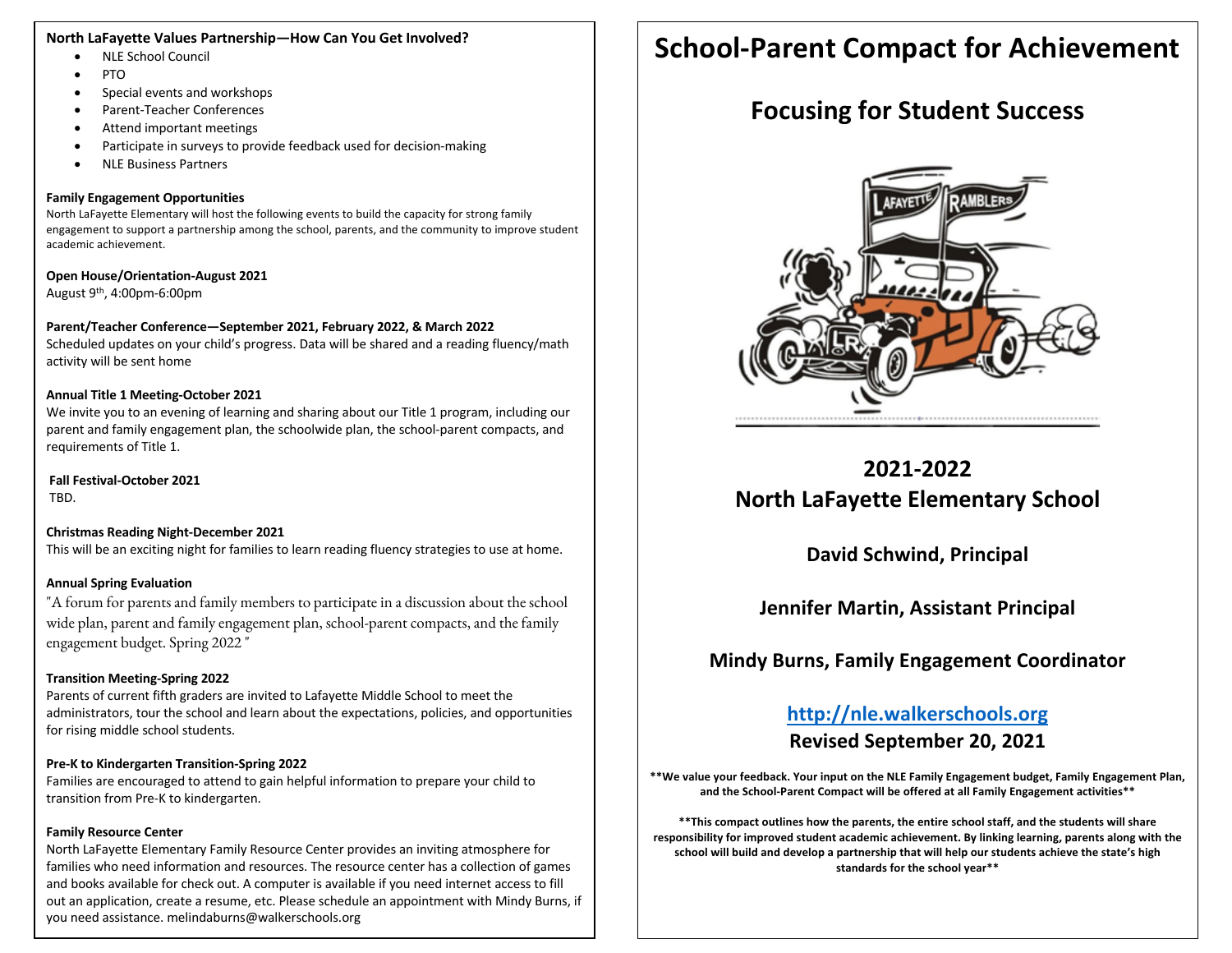**North LaFayette Values Partnership—How Can You Get Involved?**

- NLE School Council
- PTO
- Special events and workshops
- Parent-Teacher Conferences
- Attend important meetings
- Participate in surveys to provide feedback used for decision-making
- NLE Business Partners

**Family Engagement Opportunities**

North LaFayette Elementary will host the following events to build the capacity for strong family engagement to support a partnership among the school, parents, and the community to improve student academic achievement.

**Open House/Orientation-August 2021**

August 9th, 4:00pm-6:00pm

**Parent/Teacher Conference—September 2021, February 2022, & March 2022**

Scheduled updates on your child's progress. Data will be shared and a reading fluency/math activity will be sent home

**Annual Title 1 Meeting-October 2021**

We invite you to an evening of learning and sharing about our Title 1 program, including our parent and family engagement plan, the schoolwide plan, the school-parent compacts, and requirements of Title 1.

**Fall Festival-October 2021**

TBD.

**Christmas Reading Night-December 2021**

This will be an exciting night for families to learn reading fluency strategies to use at home.

**Annual Spring Evaluation**

"A forum for parents and family members to participate in a discussion about the school wide plan, parent and family engagement plan, school-parent compacts, and the family engagement budget. Spring 2022"

**Transition Meeting-Spring 2022**

Parents of current fifth graders are invited to Lafayette Middle School to meet the administrators, tour the school and learn about the expectations, policies, and opportunities for rising middle school students.

**Pre-K to Kindergarten Transition-Spring 2022**

Families are encouraged to attend to gain helpful information to prepare your child to transition from Pre-K to kindergarten.

**Family Resource Center**

North LaFayette Elementary Family Resource Center provides an inviting atmosphere for families who need information and resources. The resource center has a collection of games and books available for check out. A computer is available if you need internet access to fill out an application, create a resume, etc. Please schedule an appointment with Mindy Burns, if you need assistance. melindaburns@walkerschools.org

# School-Parent Compact for Achievement

## Focusing for Student Success

## 2021-2022
## North LaFayette Elementary School

### David Schwind, Principal

### Jennifer Martin, Assistant Principal

### Mindy Burns, Family Engagement Coordinator

### http://nle.walkerschools.org

### Revised September 20, 2021

**\*\*We value your feedback. Your input on the NLE Family Engagement budget, Family Engagement Plan, and the School-Parent Compact will be offered at all Family Engagement activities\*\***

**\*\*This compact outlines how the parents, the entire school staff, and the students will share responsibility for improved student academic achievement. By linking learning, parents along with the school will build and develop a partnership that will help our students achieve the state's high standards for the school year\*\***